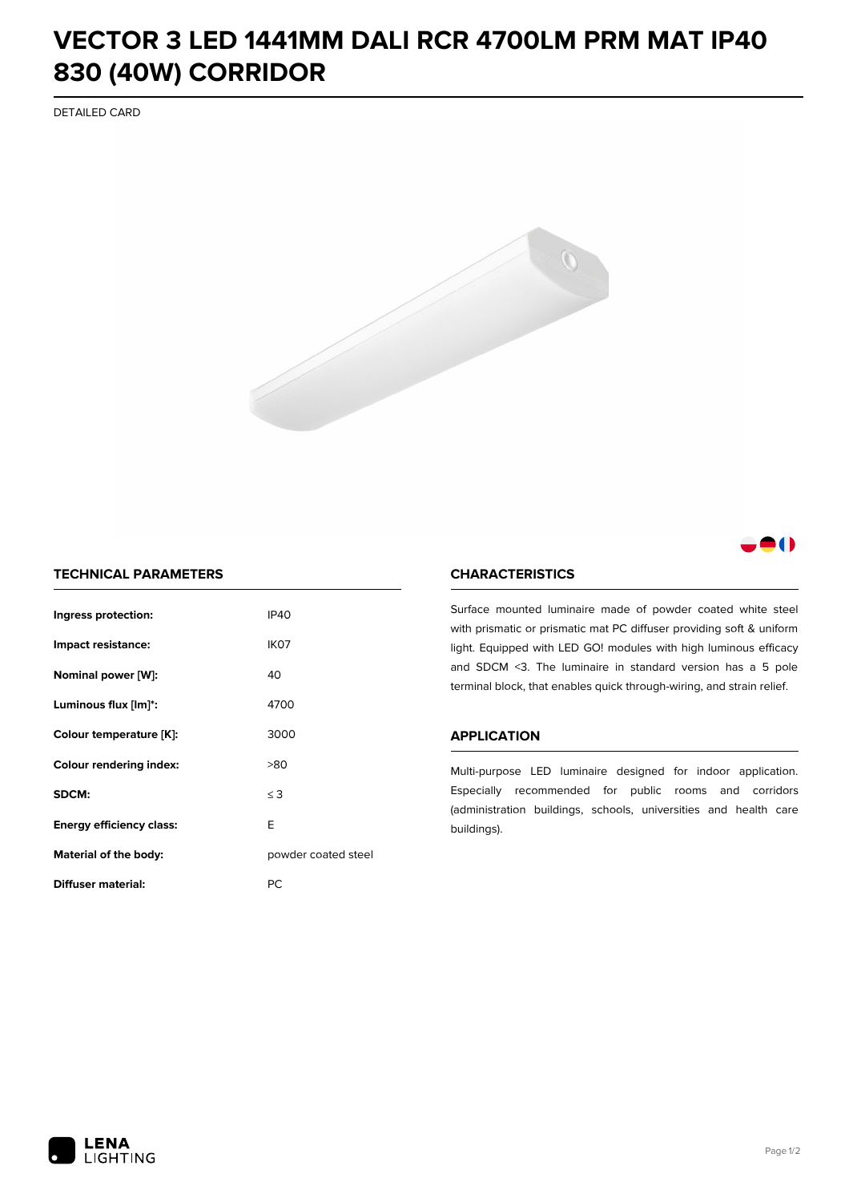# VECTOR 3 LED 1441MM DALI RCR 4700LM PRM MAT IP40 830 (40W) CORRIDOR

DETAILED CARD

## TECHNICAL PARAMETERS

| | |
|---|---|
| **Ingress protection:** | IP40 |
| **Impact resistance:** | IK07 |
| **Nominal power [W]:** | 40 |
| **Luminous flux [lm]*:** | 4700 |
| **Colour temperature [K]:** | 3000 |
| **Colour rendering index:** | >80 |
| **SDCM:** | ≤ 3 |
| **Energy efficiency class:** | E |
| **Material of the body:** | powder coated steel |
| **Diffuser material:** | PC |

## CHARACTERISTICS

Surface mounted luminaire made of powder coated white steel with prismatic or prismatic mat PC diffuser providing soft & uniform light. Equipped with LED GO! modules with high luminous efficacy and SDCM <3. The luminaire in standard version has a 5 pole terminal block, that enables quick through-wiring, and strain relief.

## APPLICATION

Multi-purpose LED luminaire designed for indoor application. Especially recommended for public rooms and corridors (administration buildings, schools, universities and health care buildings).

LENA LIGHTING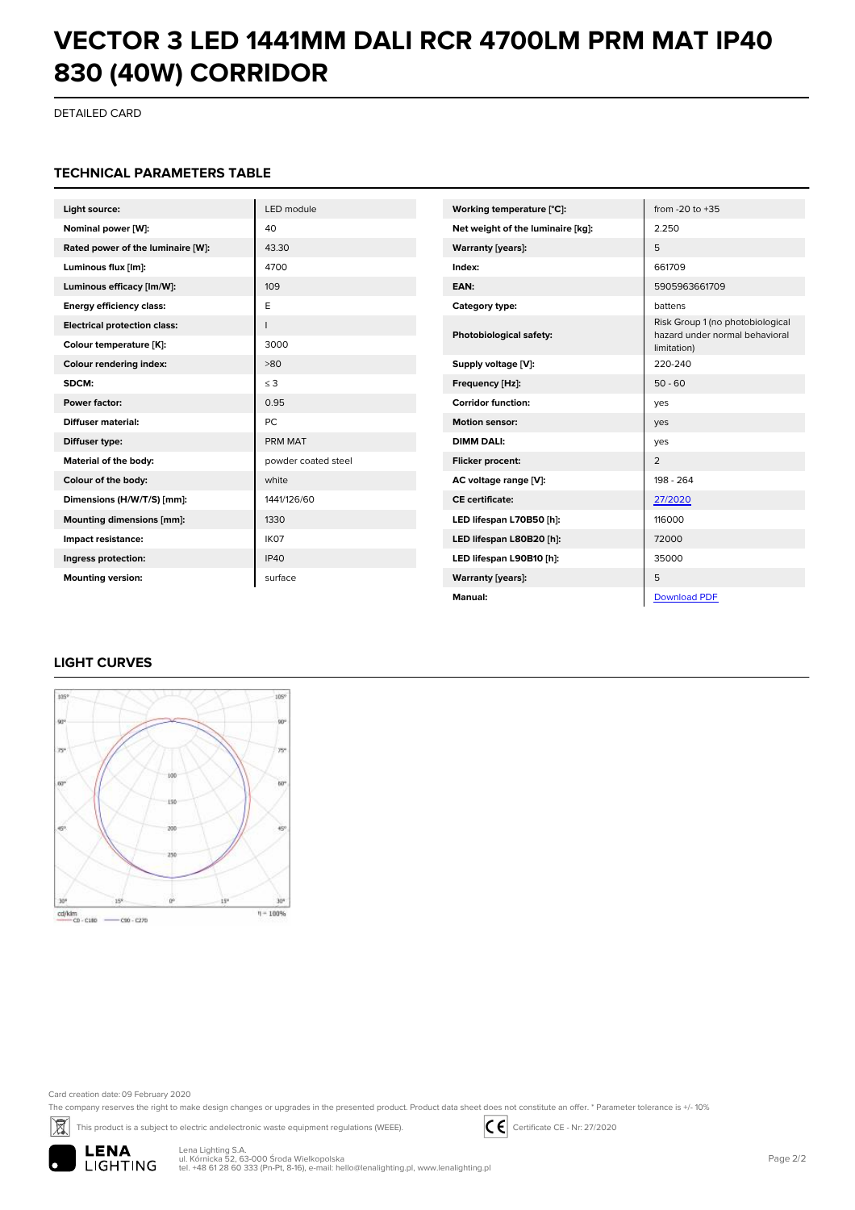# VECTOR 3 LED 1441MM DALI RCR 4700LM PRM MAT IP40 830 (40W) CORRIDOR

DETAILED CARD

## TECHNICAL PARAMETERS TABLE

| | |
|---|---|
| **Light source:** | LED module |
| **Nominal power [W]:** | 40 |
| **Rated power of the luminaire [W]:** | 43.30 |
| **Luminous flux [lm]:** | 4700 |
| **Luminous efficacy [lm/W]:** | 109 |
| **Energy efficiency class:** | E |
| **Electrical protection class:** | I |
| **Colour temperature [K]:** | 3000 |
| **Colour rendering index:** | >80 |
| **SDCM:** | ≤ 3 |
| **Power factor:** | 0.95 |
| **Diffuser material:** | PC |
| **Diffuser type:** | PRM MAT |
| **Material of the body:** | powder coated steel |
| **Colour of the body:** | white |
| **Dimensions (H/W/T/S) [mm]:** | 1441/126/60 |
| **Mounting dimensions [mm]:** | 1330 |
| **Impact resistance:** | IK07 |
| **Ingress protection:** | IP40 |
| **Mounting version:** | surface |

| | |
|---|---|
| **Working temperature [°C]:** | from -20 to +35 |
| **Net weight of the luminaire [kg]:** | 2.250 |
| **Warranty [years]:** | 5 |
| **Index:** | 661709 |
| **EAN:** | 5905963661709 |
| **Category type:** | battens |
| **Photobiological safety:** | Risk Group 1 (no photobiological hazard under normal behavioral limitation) |
| **Supply voltage [V]:** | 220-240 |
| **Frequency [Hz]:** | 50 - 60 |
| **Corridor function:** | yes |
| **Motion sensor:** | yes |
| **DIMM DALI:** | yes |
| **Flicker procent:** | 2 |
| **AC voltage range [V]:** | 198 - 264 |
| **CE certificate:** | 27/2020 |
| **LED lifespan L70B50 [h]:** | 116000 |
| **LED lifespan L80B20 [h]:** | 72000 |
| **LED lifespan L90B10 [h]:** | 35000 |
| **Warranty [years]:** | 5 |
| **Manual:** | Download PDF |

## LIGHT CURVES

105° 105°
90° 90°
75° 75°
60° 60°
45° 45°
30° 15° 0° 15° 30°
100
150
200
250
cd/klm
C0 - C180 C90 - C270
η = 100%

Card creation date: 09 February 2020

The company reserves the right to make design changes or upgrades in the presented product. Product data sheet does not constitute an offer. * Parameter tolerance is +/- 10%

This product is a subject to electric andelectronic waste equipment regulations (WEEE).

Certificate CE - Nr: 27/2020

Lena Lighting S.A.
ul. Kórnicka 52, 63-000 Środa Wielkopolska
tel. +48 61 28 60 333 (Pn-Pt, 8-16), e-mail: hello@lenalighting.pl, www.lenalighting.pl